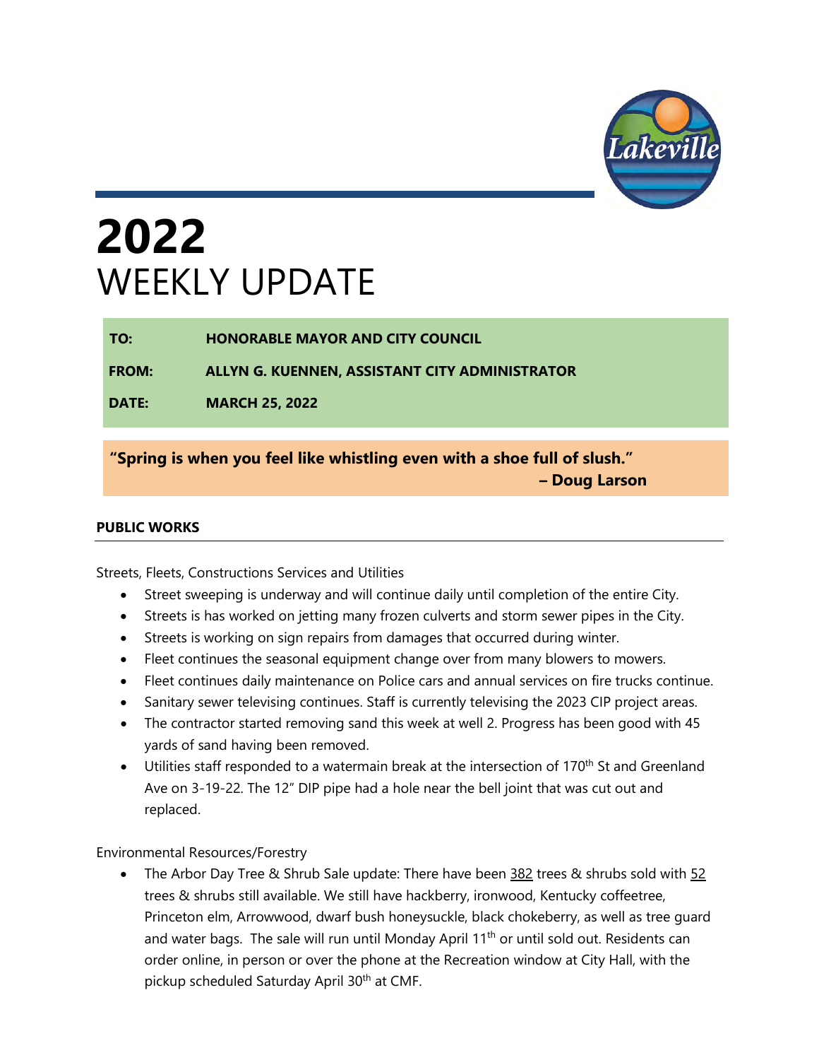# 2022
# WEEKLY UPDATE

**TO:** HONORABLE MAYOR AND CITY COUNCIL

**FROM:** ALLYN G. KUENNEN, ASSISTANT CITY ADMINISTRATOR

**DATE:** MARCH 25, 2022

**"Spring is when you feel like whistling even with a shoe full of slush."**
**– Doug Larson**

## PUBLIC WORKS

Streets, Fleets, Constructions Services and Utilities

- Street sweeping is underway and will continue daily until completion of the entire City.
- Streets is has worked on jetting many frozen culverts and storm sewer pipes in the City.
- Streets is working on sign repairs from damages that occurred during winter.
- Fleet continues the seasonal equipment change over from many blowers to mowers.
- Fleet continues daily maintenance on Police cars and annual services on fire trucks continue.
- Sanitary sewer televising continues. Staff is currently televising the 2023 CIP project areas.
- The contractor started removing sand this week at well 2. Progress has been good with 45 yards of sand having been removed.
- Utilities staff responded to a watermain break at the intersection of 170th St and Greenland Ave on 3-19-22. The 12" DIP pipe had a hole near the bell joint that was cut out and replaced.

Environmental Resources/Forestry

- The Arbor Day Tree & Shrub Sale update: There have been 382 trees & shrubs sold with 52 trees & shrubs still available. We still have hackberry, ironwood, Kentucky coffeetree, Princeton elm, Arrowwood, dwarf bush honeysuckle, black chokeberry, as well as tree guard and water bags. The sale will run until Monday April 11th or until sold out. Residents can order online, in person or over the phone at the Recreation window at City Hall, with the pickup scheduled Saturday April 30th at CMF.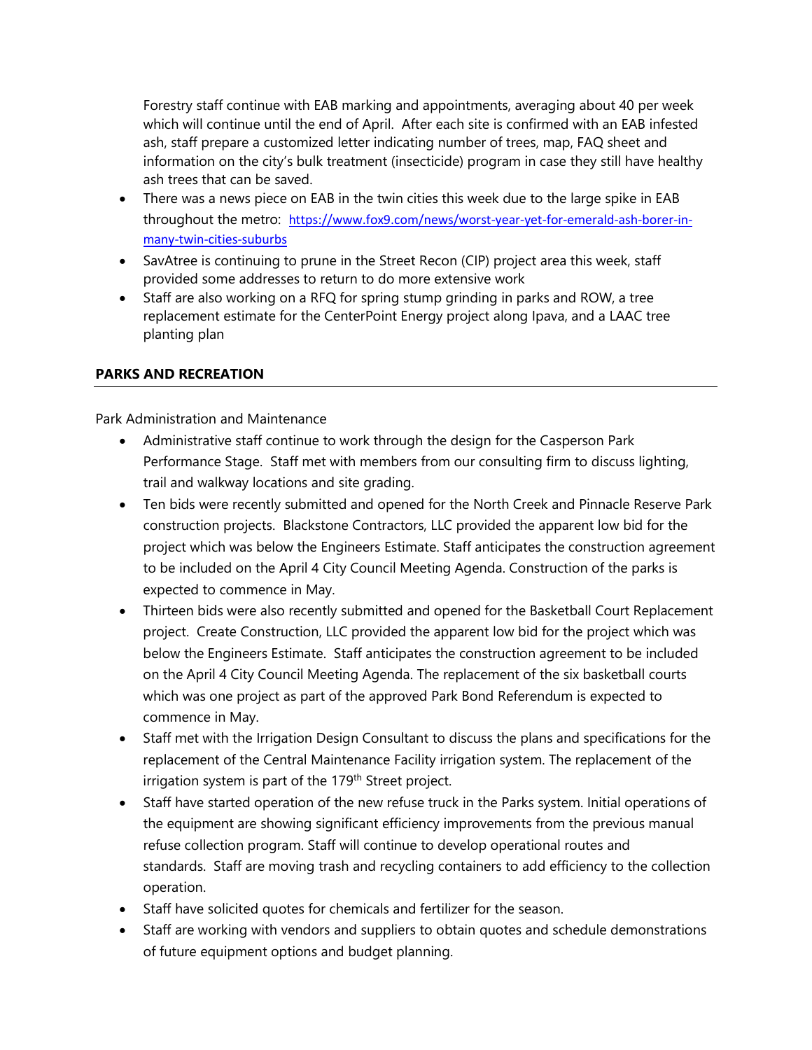Forestry staff continue with EAB marking and appointments, averaging about 40 per week which will continue until the end of April. After each site is confirmed with an EAB infested ash, staff prepare a customized letter indicating number of trees, map, FAQ sheet and information on the city's bulk treatment (insecticide) program in case they still have healthy ash trees that can be saved.

- There was a news piece on EAB in the twin cities this week due to the large spike in EAB throughout the metro: https://www.fox9.com/news/worst-year-yet-for-emerald-ash-borer-in-many-twin-cities-suburbs
- SavAtree is continuing to prune in the Street Recon (CIP) project area this week, staff provided some addresses to return to do more extensive work
- Staff are also working on a RFQ for spring stump grinding in parks and ROW, a tree replacement estimate for the CenterPoint Energy project along Ipava, and a LAAC tree planting plan

## PARKS AND RECREATION

Park Administration and Maintenance

- Administrative staff continue to work through the design for the Casperson Park Performance Stage. Staff met with members from our consulting firm to discuss lighting, trail and walkway locations and site grading.
- Ten bids were recently submitted and opened for the North Creek and Pinnacle Reserve Park construction projects. Blackstone Contractors, LLC provided the apparent low bid for the project which was below the Engineers Estimate. Staff anticipates the construction agreement to be included on the April 4 City Council Meeting Agenda. Construction of the parks is expected to commence in May.
- Thirteen bids were also recently submitted and opened for the Basketball Court Replacement project. Create Construction, LLC provided the apparent low bid for the project which was below the Engineers Estimate. Staff anticipates the construction agreement to be included on the April 4 City Council Meeting Agenda. The replacement of the six basketball courts which was one project as part of the approved Park Bond Referendum is expected to commence in May.
- Staff met with the Irrigation Design Consultant to discuss the plans and specifications for the replacement of the Central Maintenance Facility irrigation system. The replacement of the irrigation system is part of the 179th Street project.
- Staff have started operation of the new refuse truck in the Parks system. Initial operations of the equipment are showing significant efficiency improvements from the previous manual refuse collection program. Staff will continue to develop operational routes and standards. Staff are moving trash and recycling containers to add efficiency to the collection operation.
- Staff have solicited quotes for chemicals and fertilizer for the season.
- Staff are working with vendors and suppliers to obtain quotes and schedule demonstrations of future equipment options and budget planning.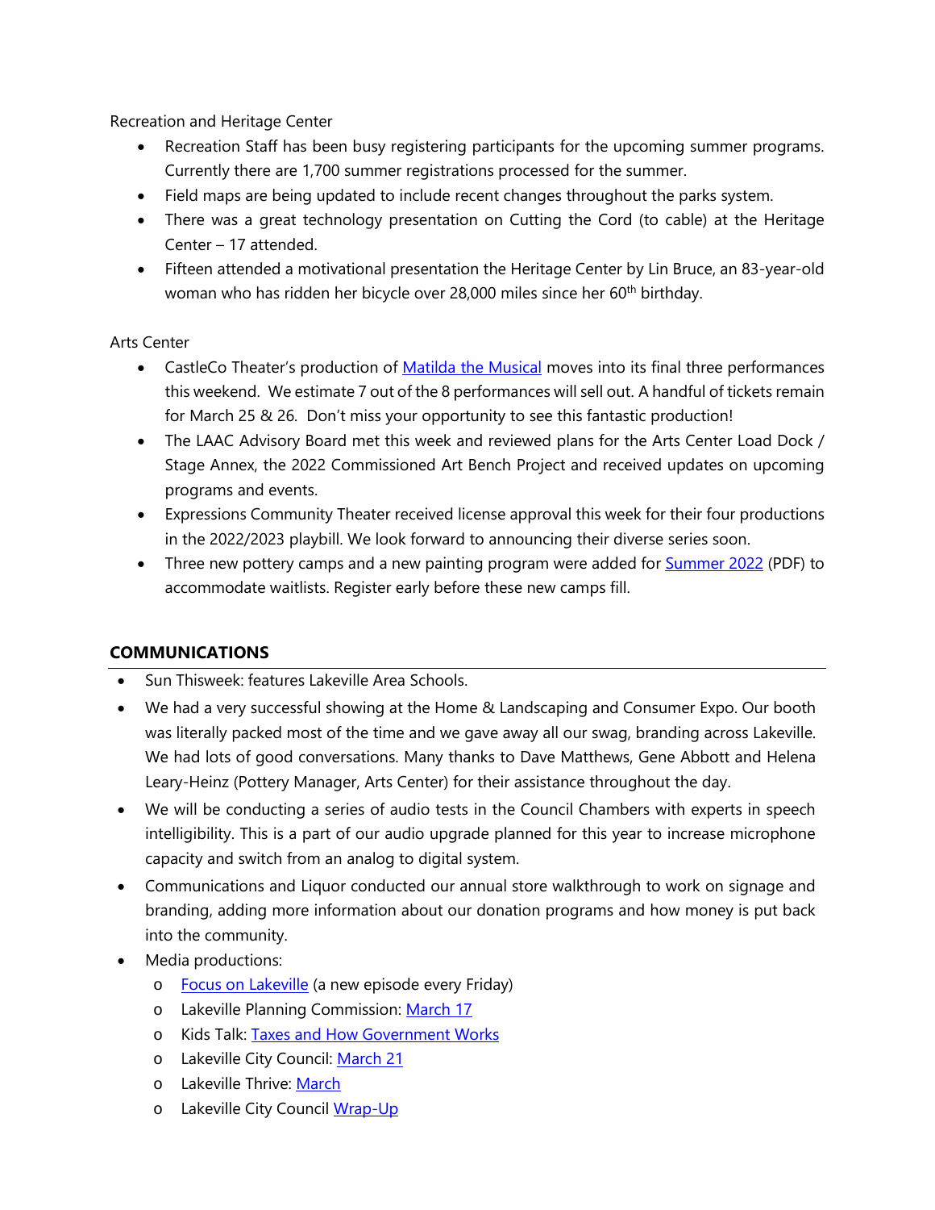Recreation and Heritage Center

- Recreation Staff has been busy registering participants for the upcoming summer programs. Currently there are 1,700 summer registrations processed for the summer.
- Field maps are being updated to include recent changes throughout the parks system.
- There was a great technology presentation on Cutting the Cord (to cable) at the Heritage Center – 17 attended.
- Fifteen attended a motivational presentation the Heritage Center by Lin Bruce, an 83-year-old woman who has ridden her bicycle over 28,000 miles since her 60th birthday.

Arts Center

- CastleCo Theater's production of Matilda the Musical moves into its final three performances this weekend. We estimate 7 out of the 8 performances will sell out. A handful of tickets remain for March 25 & 26. Don't miss your opportunity to see this fantastic production!
- The LAAC Advisory Board met this week and reviewed plans for the Arts Center Load Dock / Stage Annex, the 2022 Commissioned Art Bench Project and received updates on upcoming programs and events.
- Expressions Community Theater received license approval this week for their four productions in the 2022/2023 playbill. We look forward to announcing their diverse series soon.
- Three new pottery camps and a new painting program were added for Summer 2022 (PDF) to accommodate waitlists. Register early before these new camps fill.

## COMMUNICATIONS

- Sun Thisweek: features Lakeville Area Schools.
- We had a very successful showing at the Home & Landscaping and Consumer Expo. Our booth was literally packed most of the time and we gave away all our swag, branding across Lakeville. We had lots of good conversations. Many thanks to Dave Matthews, Gene Abbott and Helena Leary-Heinz (Pottery Manager, Arts Center) for their assistance throughout the day.
- We will be conducting a series of audio tests in the Council Chambers with experts in speech intelligibility. This is a part of our audio upgrade planned for this year to increase microphone capacity and switch from an analog to digital system.
- Communications and Liquor conducted our annual store walkthrough to work on signage and branding, adding more information about our donation programs and how money is put back into the community.
- Media productions:
  - Focus on Lakeville (a new episode every Friday)
  - Lakeville Planning Commission: March 17
  - Kids Talk: Taxes and How Government Works
  - Lakeville City Council: March 21
  - Lakeville Thrive: March
  - Lakeville City Council Wrap-Up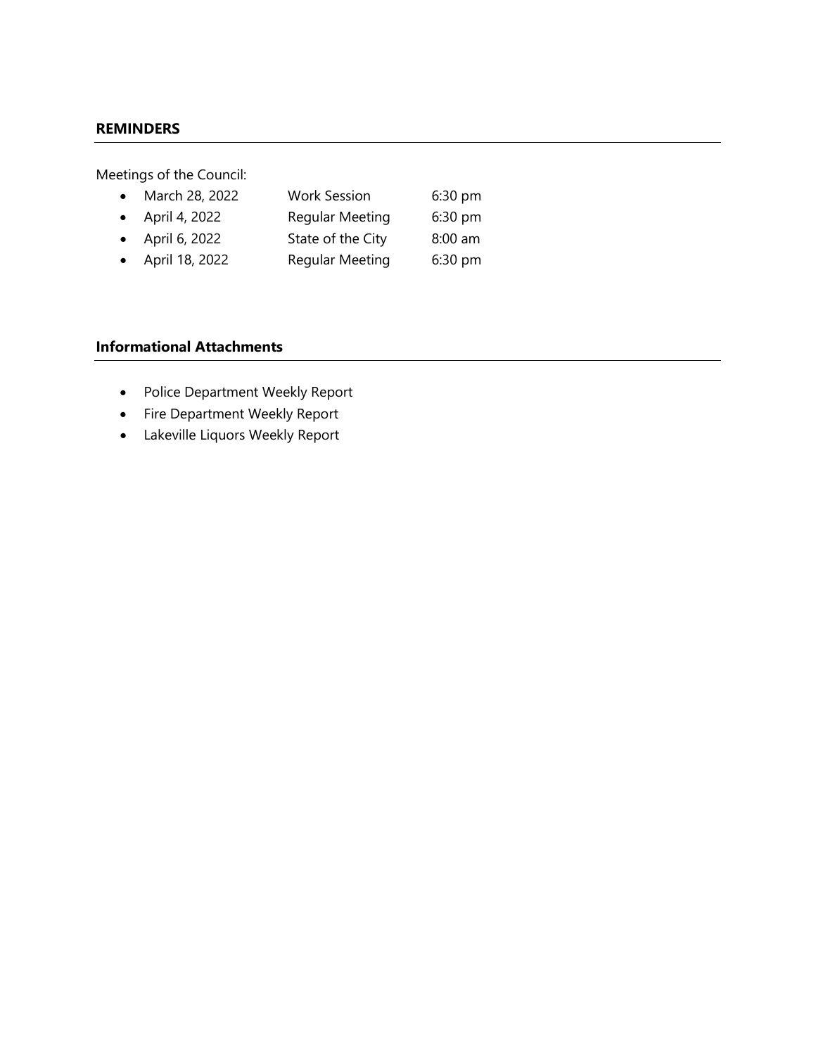## **REMINDERS**

Meetings of the Council:

- March 28, 2022 Work Session 6:30 pm
- April 4, 2022 Regular Meeting 6:30 pm
- April 6, 2022 State of the City 8:00 am
- April 18, 2022 Regular Meeting 6:30 pm

## **Informational Attachments**

- Police Department Weekly Report
- Fire Department Weekly Report
- Lakeville Liquors Weekly Report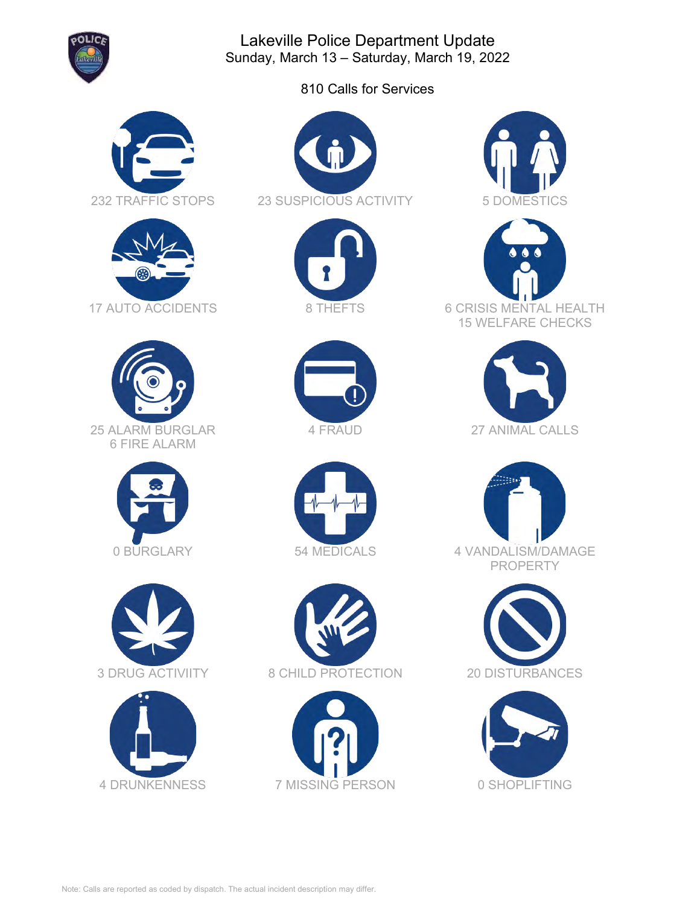# Lakeville Police Department Update

Sunday, March 13 – Saturday, March 19, 2022

810 Calls for Services

232 TRAFFIC STOPS

23 SUSPICIOUS ACTIVITY

5 DOMESTICS

17 AUTO ACCIDENTS

8 THEFTS

6 CRISIS MENTAL HEALTH
15 WELFARE CHECKS

25 ALARM BURGLAR
6 FIRE ALARM

4 FRAUD

27 ANIMAL CALLS

0 BURGLARY

54 MEDICALS

4 VANDALISM/DAMAGE PROPERTY

3 DRUG ACTIVIITY

8 CHILD PROTECTION

20 DISTURBANCES

4 DRUNKENNESS

7 MISSING PERSON

0 SHOPLIFTING

Note: Calls are reported as coded by dispatch. The actual incident description may differ.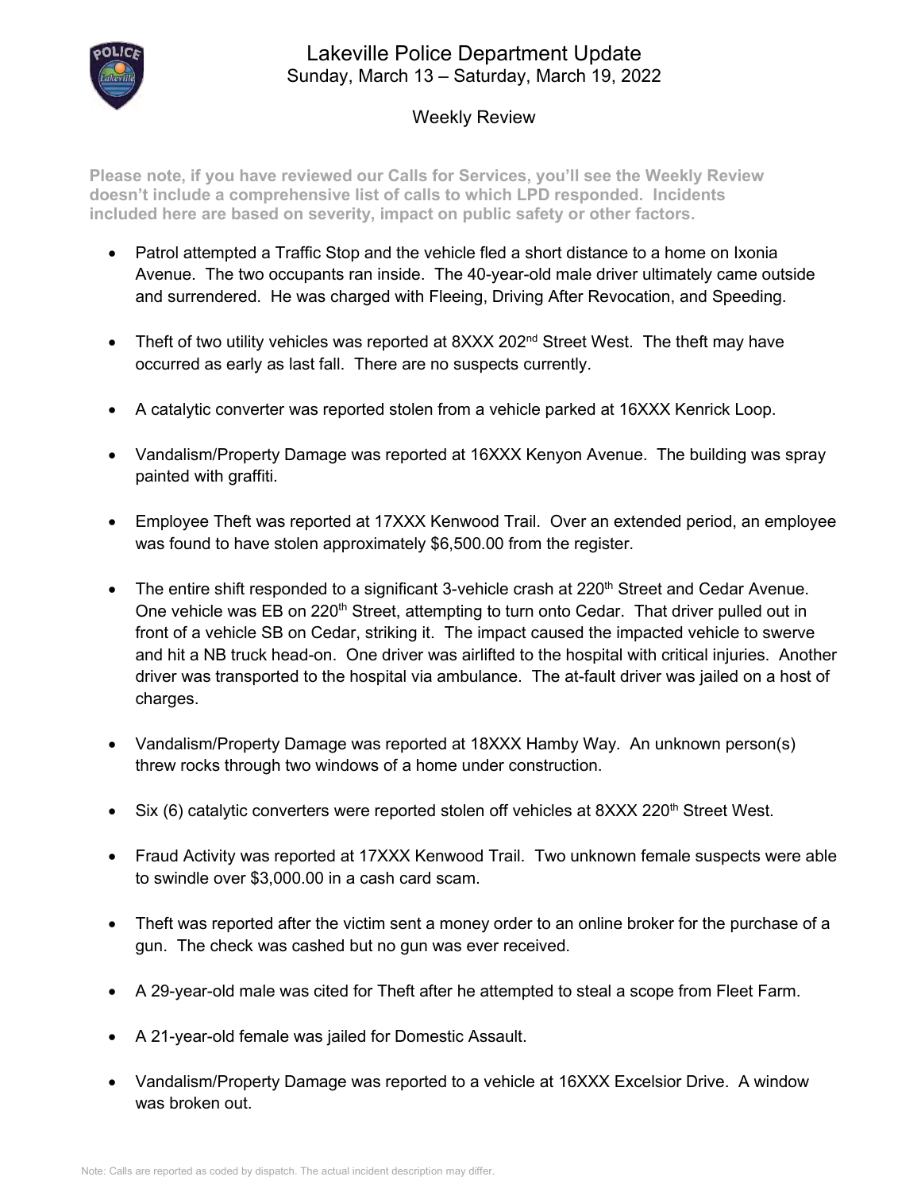# Lakeville Police Department Update

Sunday, March 13 – Saturday, March 19, 2022

## Weekly Review

**Please note, if you have reviewed our Calls for Services, you'll see the Weekly Review doesn't include a comprehensive list of calls to which LPD responded. Incidents included here are based on severity, impact on public safety or other factors.**

- Patrol attempted a Traffic Stop and the vehicle fled a short distance to a home on Ixonia Avenue. The two occupants ran inside. The 40-year-old male driver ultimately came outside and surrendered. He was charged with Fleeing, Driving After Revocation, and Speeding.
- Theft of two utility vehicles was reported at 8XXX 202nd Street West. The theft may have occurred as early as last fall. There are no suspects currently.
- A catalytic converter was reported stolen from a vehicle parked at 16XXX Kenrick Loop.
- Vandalism/Property Damage was reported at 16XXX Kenyon Avenue. The building was spray painted with graffiti.
- Employee Theft was reported at 17XXX Kenwood Trail. Over an extended period, an employee was found to have stolen approximately $6,500.00 from the register.
- The entire shift responded to a significant 3-vehicle crash at 220th Street and Cedar Avenue. One vehicle was EB on 220th Street, attempting to turn onto Cedar. That driver pulled out in front of a vehicle SB on Cedar, striking it. The impact caused the impacted vehicle to swerve and hit a NB truck head-on. One driver was airlifted to the hospital with critical injuries. Another driver was transported to the hospital via ambulance. The at-fault driver was jailed on a host of charges.
- Vandalism/Property Damage was reported at 18XXX Hamby Way. An unknown person(s) threw rocks through two windows of a home under construction.
- Six (6) catalytic converters were reported stolen off vehicles at 8XXX 220th Street West.
- Fraud Activity was reported at 17XXX Kenwood Trail. Two unknown female suspects were able to swindle over $3,000.00 in a cash card scam.
- Theft was reported after the victim sent a money order to an online broker for the purchase of a gun. The check was cashed but no gun was ever received.
- A 29-year-old male was cited for Theft after he attempted to steal a scope from Fleet Farm.
- A 21-year-old female was jailed for Domestic Assault.
- Vandalism/Property Damage was reported to a vehicle at 16XXX Excelsior Drive. A window was broken out.

Note: Calls are reported as coded by dispatch. The actual incident description may differ.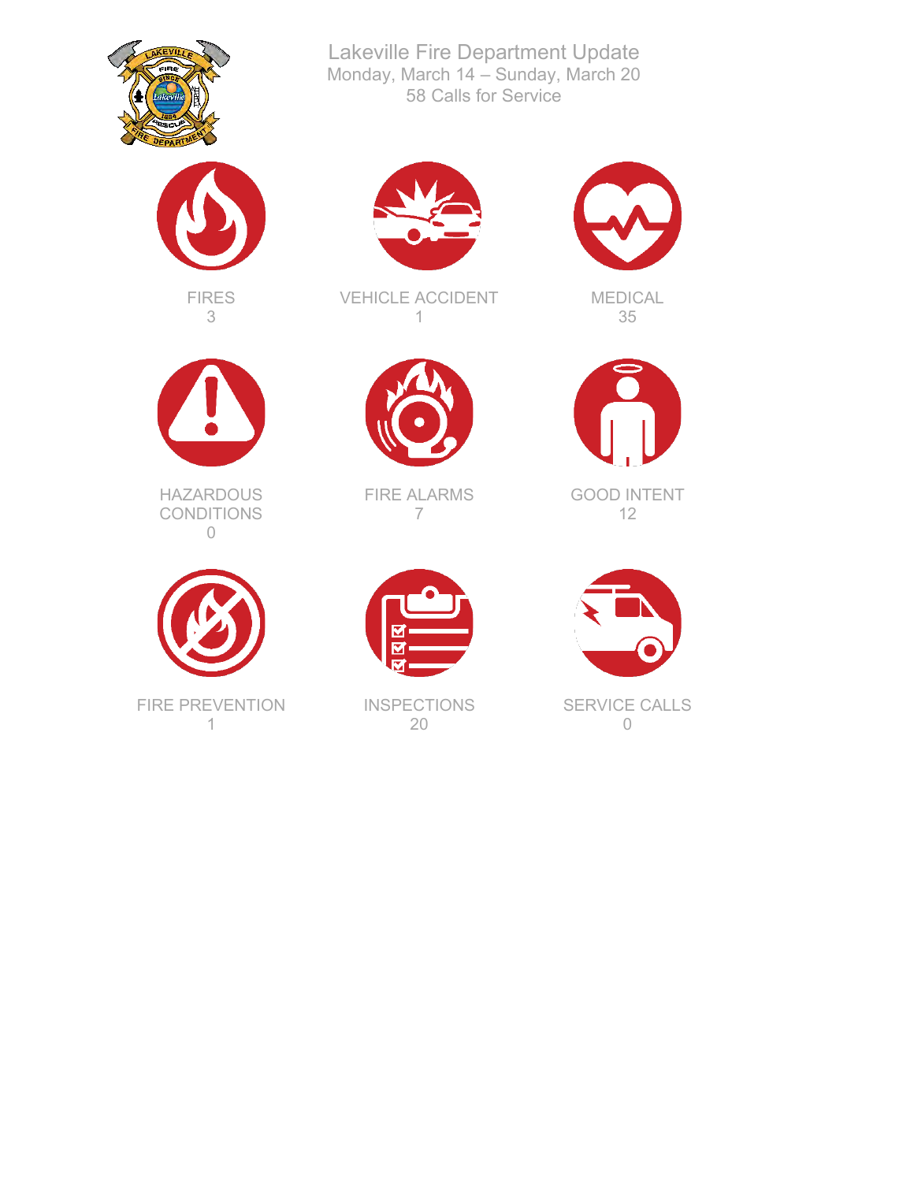# Lakeville Fire Department Update

Monday, March 14 – Sunday, March 20

58 Calls for Service

| FIRES | VEHICLE ACCIDENT | MEDICAL |
|---|---|---|
| 3 | 1 | 35 |
| **HAZARDOUS CONDITIONS** | **FIRE ALARMS** | **GOOD INTENT** |
| 0 | 7 | 12 |
| **FIRE PREVENTION** | **INSPECTIONS** | **SERVICE CALLS** |
| 1 | 20 | 0 |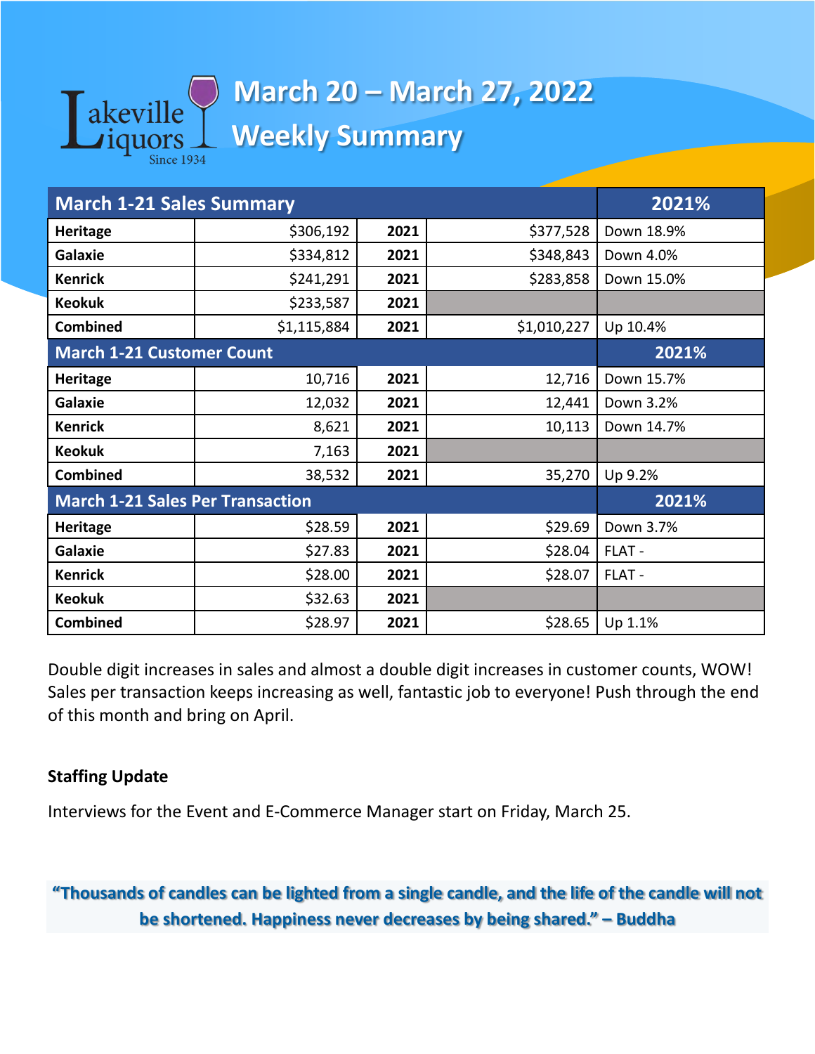# March 20 – March 27, 2022 Weekly Summary

| March 1-21 Sales Summary | | | | 2021% |
|---|---|---|---|---|
| **Heritage** | $306,192 | **2021** | $377,528 | Down 18.9% |
| **Galaxie** | $334,812 | **2021** | $348,843 | Down 4.0% |
| **Kenrick** | $241,291 | **2021** | $283,858 | Down 15.0% |
| **Keokuk** | $233,587 | **2021** | | |
| **Combined** | $1,115,884 | **2021** | $1,010,227 | Up 10.4% |
| **March 1-21 Customer Count** | | | | **2021%** |
| **Heritage** | 10,716 | **2021** | 12,716 | Down 15.7% |
| **Galaxie** | 12,032 | **2021** | 12,441 | Down 3.2% |
| **Kenrick** | 8,621 | **2021** | 10,113 | Down 14.7% |
| **Keokuk** | 7,163 | **2021** | | |
| **Combined** | 38,532 | **2021** | 35,270 | Up 9.2% |
| **March 1-21 Sales Per Transaction** | | | | **2021%** |
| **Heritage** | $28.59 | **2021** | $29.69 | Down 3.7% |
| **Galaxie** | $27.83 | **2021** | $28.04 | FLAT - |
| **Kenrick** | $28.00 | **2021** | $28.07 | FLAT - |
| **Keokuk** | $32.63 | **2021** | | |
| **Combined** | $28.97 | **2021** | $28.65 | Up 1.1% |

Double digit increases in sales and almost a double digit increases in customer counts, WOW! Sales per transaction keeps increasing as well, fantastic job to everyone! Push through the end of this month and bring on April.

**Staffing Update**

Interviews for the Event and E-Commerce Manager start on Friday, March 25.

**"Thousands of candles can be lighted from a single candle, and the life of the candle will not be shortened. Happiness never decreases by being shared." – Buddha**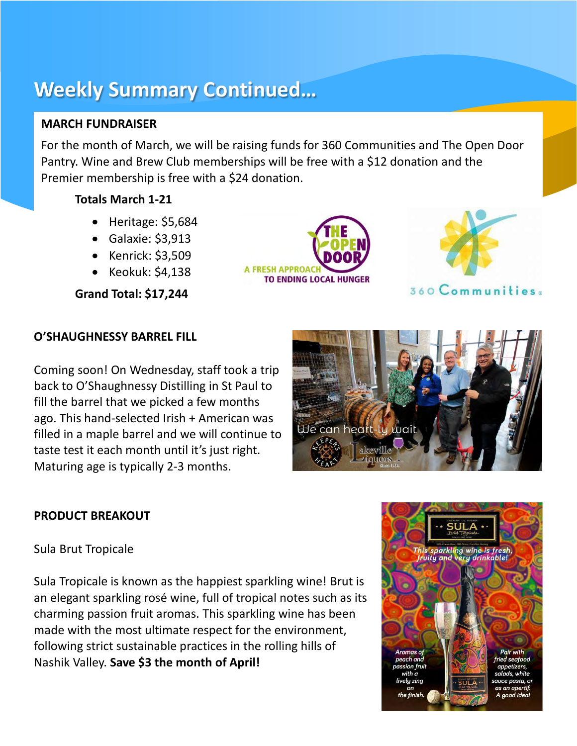# Weekly Summary Continued…

## MARCH FUNDRAISER

For the month of March, we will be raising funds for 360 Communities and The Open Door Pantry. Wine and Brew Club memberships will be free with a $12 donation and the Premier membership is free with a $24 donation.

**Totals March 1-21**

- Heritage: $5,684
- Galaxie: $3,913
- Kenrick: $3,509
- Keokuk: $4,138

**Grand Total: $17,244**

## O'SHAUGHNESSY BARREL FILL

Coming soon! On Wednesday, staff took a trip back to O'Shaughnessy Distilling in St Paul to fill the barrel that we picked a few months ago. This hand-selected Irish + American was filled in a maple barrel and we will continue to taste test it each month until it's just right. Maturing age is typically 2-3 months.

## PRODUCT BREAKOUT

Sula Brut Tropicale

Sula Tropicale is known as the happiest sparkling wine! Brut is an elegant sparkling rosé wine, full of tropical notes such as its charming passion fruit aromas. This sparkling wine has been made with the most ultimate respect for the environment, following strict sustainable practices in the rolling hills of Nashik Valley. **Save $3 the month of April!**